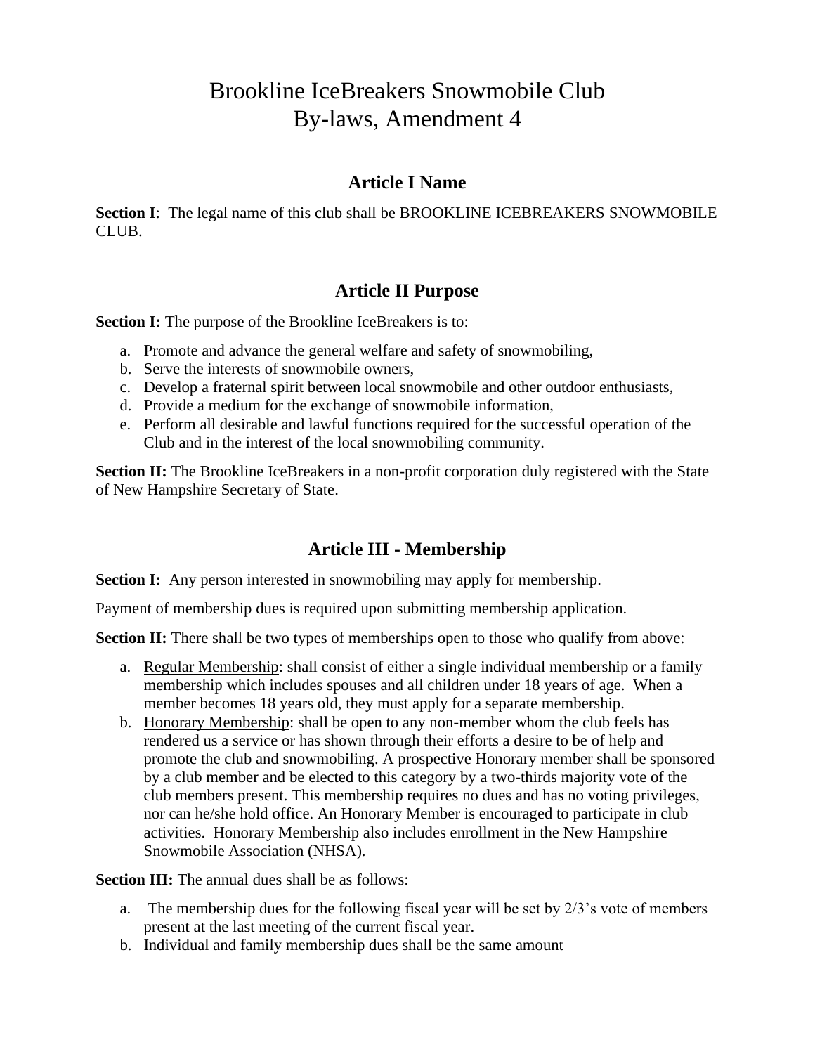# Brookline IceBreakers Snowmobile Club
# By-laws, Amendment 4

## Article I Name

**Section I**: The legal name of this club shall be BROOKLINE ICEBREAKERS SNOWMOBILE CLUB.

## Article II Purpose

**Section I:** The purpose of the Brookline IceBreakers is to:

a. Promote and advance the general welfare and safety of snowmobiling,
b. Serve the interests of snowmobile owners,
c. Develop a fraternal spirit between local snowmobile and other outdoor enthusiasts,
d. Provide a medium for the exchange of snowmobile information,
e. Perform all desirable and lawful functions required for the successful operation of the Club and in the interest of the local snowmobiling community.

**Section II:** The Brookline IceBreakers in a non-profit corporation duly registered with the State of New Hampshire Secretary of State.

## Article III - Membership

**Section I:** Any person interested in snowmobiling may apply for membership.

Payment of membership dues is required upon submitting membership application.

**Section II:** There shall be two types of memberships open to those who qualify from above:

a. Regular Membership: shall consist of either a single individual membership or a family membership which includes spouses and all children under 18 years of age. When a member becomes 18 years old, they must apply for a separate membership.
b. Honorary Membership: shall be open to any non-member whom the club feels has rendered us a service or has shown through their efforts a desire to be of help and promote the club and snowmobiling. A prospective Honorary member shall be sponsored by a club member and be elected to this category by a two-thirds majority vote of the club members present. This membership requires no dues and has no voting privileges, nor can he/she hold office. An Honorary Member is encouraged to participate in club activities. Honorary Membership also includes enrollment in the New Hampshire Snowmobile Association (NHSA).

**Section III:** The annual dues shall be as follows:

a. The membership dues for the following fiscal year will be set by 2/3's vote of members present at the last meeting of the current fiscal year.
b. Individual and family membership dues shall be the same amount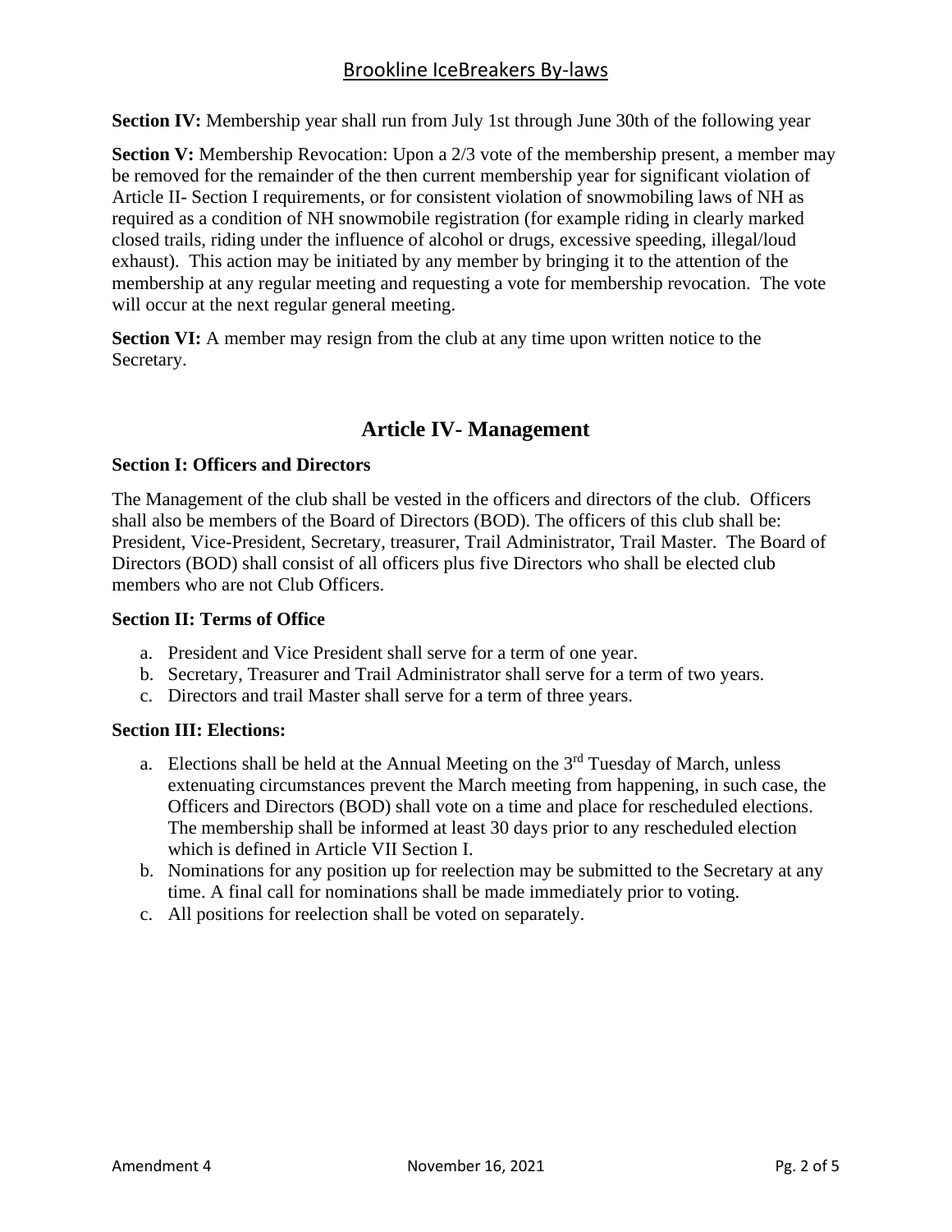**Section IV:** Membership year shall run from July 1st through June 30th of the following year

**Section V:** Membership Revocation: Upon a 2/3 vote of the membership present, a member may be removed for the remainder of the then current membership year for significant violation of Article II- Section I requirements, or for consistent violation of snowmobiling laws of NH as required as a condition of NH snowmobile registration (for example riding in clearly marked closed trails, riding under the influence of alcohol or drugs, excessive speeding, illegal/loud exhaust). This action may be initiated by any member by bringing it to the attention of the membership at any regular meeting and requesting a vote for membership revocation. The vote will occur at the next regular general meeting.

**Section VI:** A member may resign from the club at any time upon written notice to the Secretary.

## Article IV- Management

**Section I: Officers and Directors**

The Management of the club shall be vested in the officers and directors of the club. Officers shall also be members of the Board of Directors (BOD). The officers of this club shall be: President, Vice-President, Secretary, treasurer, Trail Administrator, Trail Master. The Board of Directors (BOD) shall consist of all officers plus five Directors who shall be elected club members who are not Club Officers.

**Section II: Terms of Office**

a. President and Vice President shall serve for a term of one year.
b. Secretary, Treasurer and Trail Administrator shall serve for a term of two years.
c. Directors and trail Master shall serve for a term of three years.

**Section III: Elections:**

a. Elections shall be held at the Annual Meeting on the 3rd Tuesday of March, unless extenuating circumstances prevent the March meeting from happening, in such case, the Officers and Directors (BOD) shall vote on a time and place for rescheduled elections. The membership shall be informed at least 30 days prior to any rescheduled election which is defined in Article VII Section I.
b. Nominations for any position up for reelection may be submitted to the Secretary at any time. A final call for nominations shall be made immediately prior to voting.
c. All positions for reelection shall be voted on separately.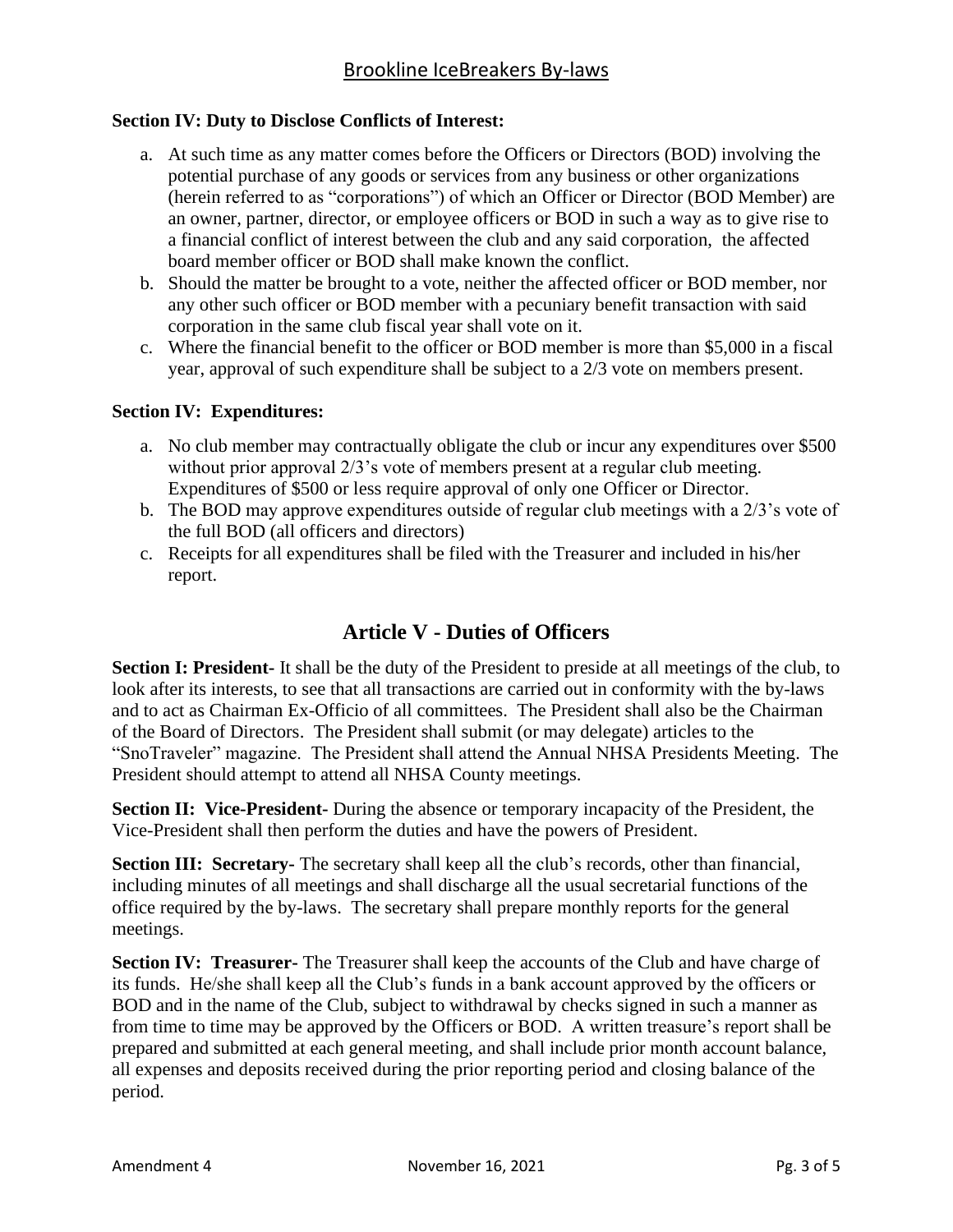**Section IV: Duty to Disclose Conflicts of Interest:**

a. At such time as any matter comes before the Officers or Directors (BOD) involving the potential purchase of any goods or services from any business or other organizations (herein referred to as "corporations") of which an Officer or Director (BOD Member) are an owner, partner, director, or employee officers or BOD in such a way as to give rise to a financial conflict of interest between the club and any said corporation, the affected board member officer or BOD shall make known the conflict.
b. Should the matter be brought to a vote, neither the affected officer or BOD member, nor any other such officer or BOD member with a pecuniary benefit transaction with said corporation in the same club fiscal year shall vote on it.
c. Where the financial benefit to the officer or BOD member is more than $5,000 in a fiscal year, approval of such expenditure shall be subject to a 2/3 vote on members present.

**Section IV: Expenditures:**

a. No club member may contractually obligate the club or incur any expenditures over $500 without prior approval 2/3's vote of members present at a regular club meeting. Expenditures of $500 or less require approval of only one Officer or Director.
b. The BOD may approve expenditures outside of regular club meetings with a 2/3's vote of the full BOD (all officers and directors)
c. Receipts for all expenditures shall be filed with the Treasurer and included in his/her report.

## Article V - Duties of Officers

**Section I: President-** It shall be the duty of the President to preside at all meetings of the club, to look after its interests, to see that all transactions are carried out in conformity with the by-laws and to act as Chairman Ex-Officio of all committees. The President shall also be the Chairman of the Board of Directors. The President shall submit (or may delegate) articles to the "SnoTraveler" magazine. The President shall attend the Annual NHSA Presidents Meeting. The President should attempt to attend all NHSA County meetings.

**Section II: Vice-President-** During the absence or temporary incapacity of the President, the Vice-President shall then perform the duties and have the powers of President.

**Section III: Secretary-** The secretary shall keep all the club's records, other than financial, including minutes of all meetings and shall discharge all the usual secretarial functions of the office required by the by-laws. The secretary shall prepare monthly reports for the general meetings.

**Section IV: Treasurer-** The Treasurer shall keep the accounts of the Club and have charge of its funds. He/she shall keep all the Club's funds in a bank account approved by the officers or BOD and in the name of the Club, subject to withdrawal by checks signed in such a manner as from time to time may be approved by the Officers or BOD. A written treasure's report shall be prepared and submitted at each general meeting, and shall include prior month account balance, all expenses and deposits received during the prior reporting period and closing balance of the period.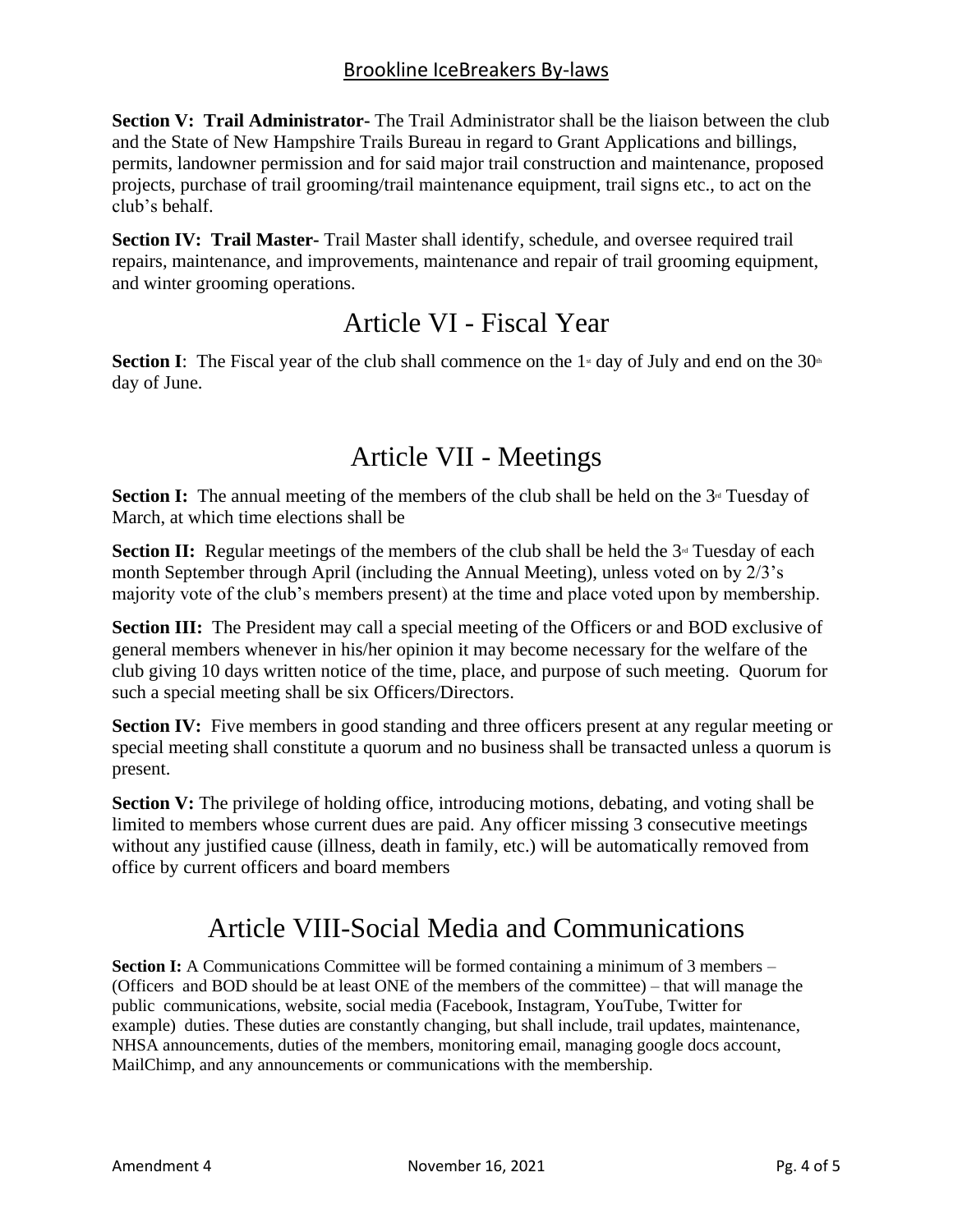**Section V: Trail Administrator-** The Trail Administrator shall be the liaison between the club and the State of New Hampshire Trails Bureau in regard to Grant Applications and billings, permits, landowner permission and for said major trail construction and maintenance, proposed projects, purchase of trail grooming/trail maintenance equipment, trail signs etc., to act on the club's behalf.

**Section IV: Trail Master-** Trail Master shall identify, schedule, and oversee required trail repairs, maintenance, and improvements, maintenance and repair of trail grooming equipment, and winter grooming operations.

# Article VI - Fiscal Year

**Section I**: The Fiscal year of the club shall commence on the 1st day of July and end on the 30th day of June.

# Article VII - Meetings

**Section I:** The annual meeting of the members of the club shall be held on the 3rd Tuesday of March, at which time elections shall be

**Section II:** Regular meetings of the members of the club shall be held the 3rd Tuesday of each month September through April (including the Annual Meeting), unless voted on by 2/3's majority vote of the club's members present) at the time and place voted upon by membership.

**Section III:** The President may call a special meeting of the Officers or and BOD exclusive of general members whenever in his/her opinion it may become necessary for the welfare of the club giving 10 days written notice of the time, place, and purpose of such meeting. Quorum for such a special meeting shall be six Officers/Directors.

**Section IV:** Five members in good standing and three officers present at any regular meeting or special meeting shall constitute a quorum and no business shall be transacted unless a quorum is present.

**Section V:** The privilege of holding office, introducing motions, debating, and voting shall be limited to members whose current dues are paid. Any officer missing 3 consecutive meetings without any justified cause (illness, death in family, etc.) will be automatically removed from office by current officers and board members

# Article VIII-Social Media and Communications

**Section I:** A Communications Committee will be formed containing a minimum of 3 members – (Officers and BOD should be at least ONE of the members of the committee) – that will manage the public communications, website, social media (Facebook, Instagram, YouTube, Twitter for example) duties. These duties are constantly changing, but shall include, trail updates, maintenance, NHSA announcements, duties of the members, monitoring email, managing google docs account, MailChimp, and any announcements or communications with the membership.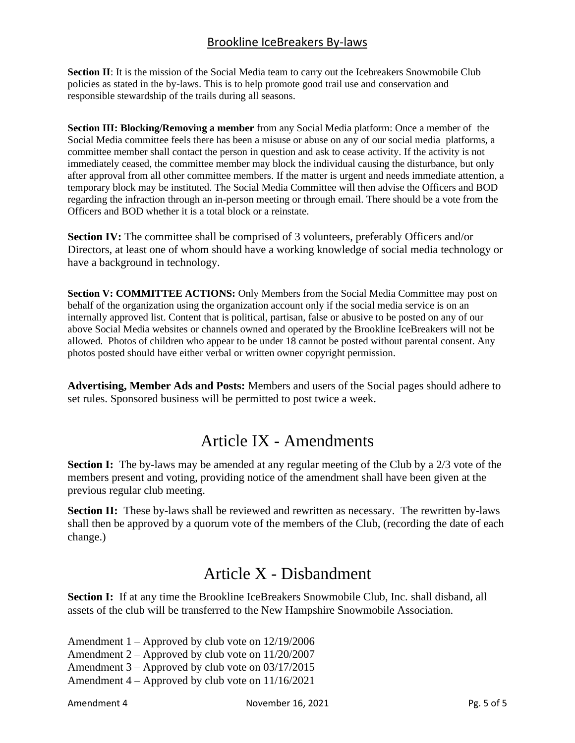**Section II**: It is the mission of the Social Media team to carry out the Icebreakers Snowmobile Club policies as stated in the by-laws. This is to help promote good trail use and conservation and responsible stewardship of the trails during all seasons.

**Section III: Blocking/Removing a member** from any Social Media platform: Once a member of the Social Media committee feels there has been a misuse or abuse on any of our social media platforms, a committee member shall contact the person in question and ask to cease activity. If the activity is not immediately ceased, the committee member may block the individual causing the disturbance, but only after approval from all other committee members. If the matter is urgent and needs immediate attention, a temporary block may be instituted. The Social Media Committee will then advise the Officers and BOD regarding the infraction through an in-person meeting or through email. There should be a vote from the Officers and BOD whether it is a total block or a reinstate.

**Section IV:** The committee shall be comprised of 3 volunteers, preferably Officers and/or Directors, at least one of whom should have a working knowledge of social media technology or have a background in technology.

**Section V: COMMITTEE ACTIONS:** Only Members from the Social Media Committee may post on behalf of the organization using the organization account only if the social media service is on an internally approved list. Content that is political, partisan, false or abusive to be posted on any of our above Social Media websites or channels owned and operated by the Brookline IceBreakers will not be allowed. Photos of children who appear to be under 18 cannot be posted without parental consent. Any photos posted should have either verbal or written owner copyright permission.

**Advertising, Member Ads and Posts:** Members and users of the Social pages should adhere to set rules. Sponsored business will be permitted to post twice a week.

# Article IX - Amendments

**Section I:** The by-laws may be amended at any regular meeting of the Club by a 2/3 vote of the members present and voting, providing notice of the amendment shall have been given at the previous regular club meeting.

**Section II:** These by-laws shall be reviewed and rewritten as necessary. The rewritten by-laws shall then be approved by a quorum vote of the members of the Club, (recording the date of each change.)

# Article X - Disbandment

**Section I:** If at any time the Brookline IceBreakers Snowmobile Club, Inc. shall disband, all assets of the club will be transferred to the New Hampshire Snowmobile Association.

Amendment 1 – Approved by club vote on 12/19/2006
Amendment 2 – Approved by club vote on 11/20/2007
Amendment 3 – Approved by club vote on 03/17/2015
Amendment 4 – Approved by club vote on 11/16/2021